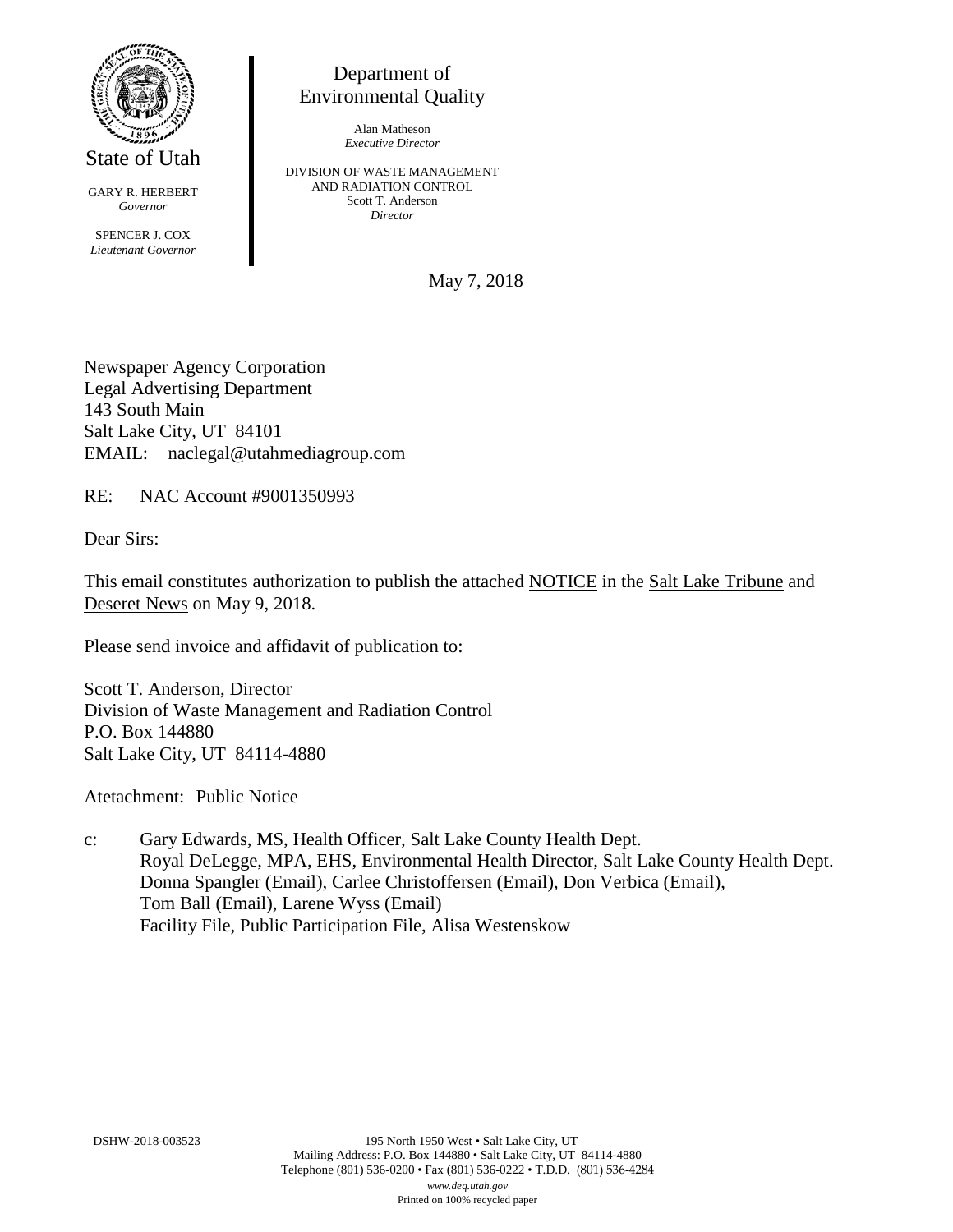State of Utah

GARY R. HERBERT
*Governor*

SPENCER J. COX
*Lieutenant Governor*

Department of
Environmental Quality

Alan Matheson
*Executive Director*

DIVISION OF WASTE MANAGEMENT
AND RADIATION CONTROL
Scott T. Anderson
*Director*

May 7, 2018

Newspaper Agency Corporation
Legal Advertising Department
143 South Main
Salt Lake City, UT 84101
EMAIL: naclegal@utahmediagroup.com

RE: NAC Account #9001350993

Dear Sirs:

This email constitutes authorization to publish the attached NOTICE in the Salt Lake Tribune and Deseret News on May 9, 2018.

Please send invoice and affidavit of publication to:

Scott T. Anderson, Director
Division of Waste Management and Radiation Control
P.O. Box 144880
Salt Lake City, UT 84114-4880

Atetachment: Public Notice

c: Gary Edwards, MS, Health Officer, Salt Lake County Health Dept.
Royal DeLegge, MPA, EHS, Environmental Health Director, Salt Lake County Health Dept.
Donna Spangler (Email), Carlee Christoffersen (Email), Don Verbica (Email),
Tom Ball (Email), Larene Wyss (Email)
Facility File, Public Participation File, Alisa Westenskow

DSHW-2018-003523

195 North 1950 West • Salt Lake City, UT
Mailing Address: P.O. Box 144880 • Salt Lake City, UT 84114-4880
Telephone (801) 536-0200 • Fax (801) 536-0222 • T.D.D. (801) 536-4284
*www.deq.utah.gov*
Printed on 100% recycled paper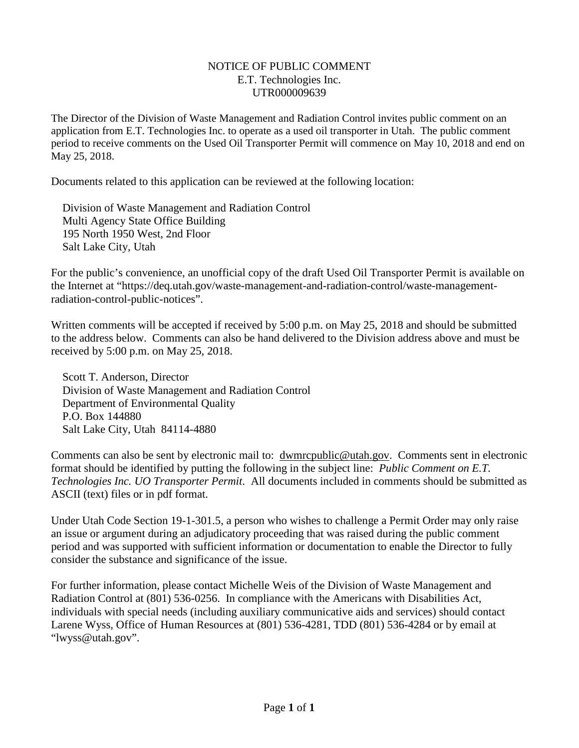# NOTICE OF PUBLIC COMMENT
# E.T. Technologies Inc.
# UTR000009639

The Director of the Division of Waste Management and Radiation Control invites public comment on an application from E.T. Technologies Inc. to operate as a used oil transporter in Utah. The public comment period to receive comments on the Used Oil Transporter Permit will commence on May 10, 2018 and end on May 25, 2018.

Documents related to this application can be reviewed at the following location:

Division of Waste Management and Radiation Control
Multi Agency State Office Building
195 North 1950 West, 2nd Floor
Salt Lake City, Utah

For the public's convenience, an unofficial copy of the draft Used Oil Transporter Permit is available on the Internet at "https://deq.utah.gov/waste-management-and-radiation-control/waste-management-radiation-control-public-notices".

Written comments will be accepted if received by 5:00 p.m. on May 25, 2018 and should be submitted to the address below. Comments can also be hand delivered to the Division address above and must be received by 5:00 p.m. on May 25, 2018.

Scott T. Anderson, Director
Division of Waste Management and Radiation Control
Department of Environmental Quality
P.O. Box 144880
Salt Lake City, Utah 84114-4880

Comments can also be sent by electronic mail to: dwmrcpublic@utah.gov. Comments sent in electronic format should be identified by putting the following in the subject line: *Public Comment on E.T. Technologies Inc. UO Transporter Permit*. All documents included in comments should be submitted as ASCII (text) files or in pdf format.

Under Utah Code Section 19-1-301.5, a person who wishes to challenge a Permit Order may only raise an issue or argument during an adjudicatory proceeding that was raised during the public comment period and was supported with sufficient information or documentation to enable the Director to fully consider the substance and significance of the issue.

For further information, please contact Michelle Weis of the Division of Waste Management and Radiation Control at (801) 536-0256. In compliance with the Americans with Disabilities Act, individuals with special needs (including auxiliary communicative aids and services) should contact Larene Wyss, Office of Human Resources at (801) 536-4281, TDD (801) 536-4284 or by email at "lwyss@utah.gov".